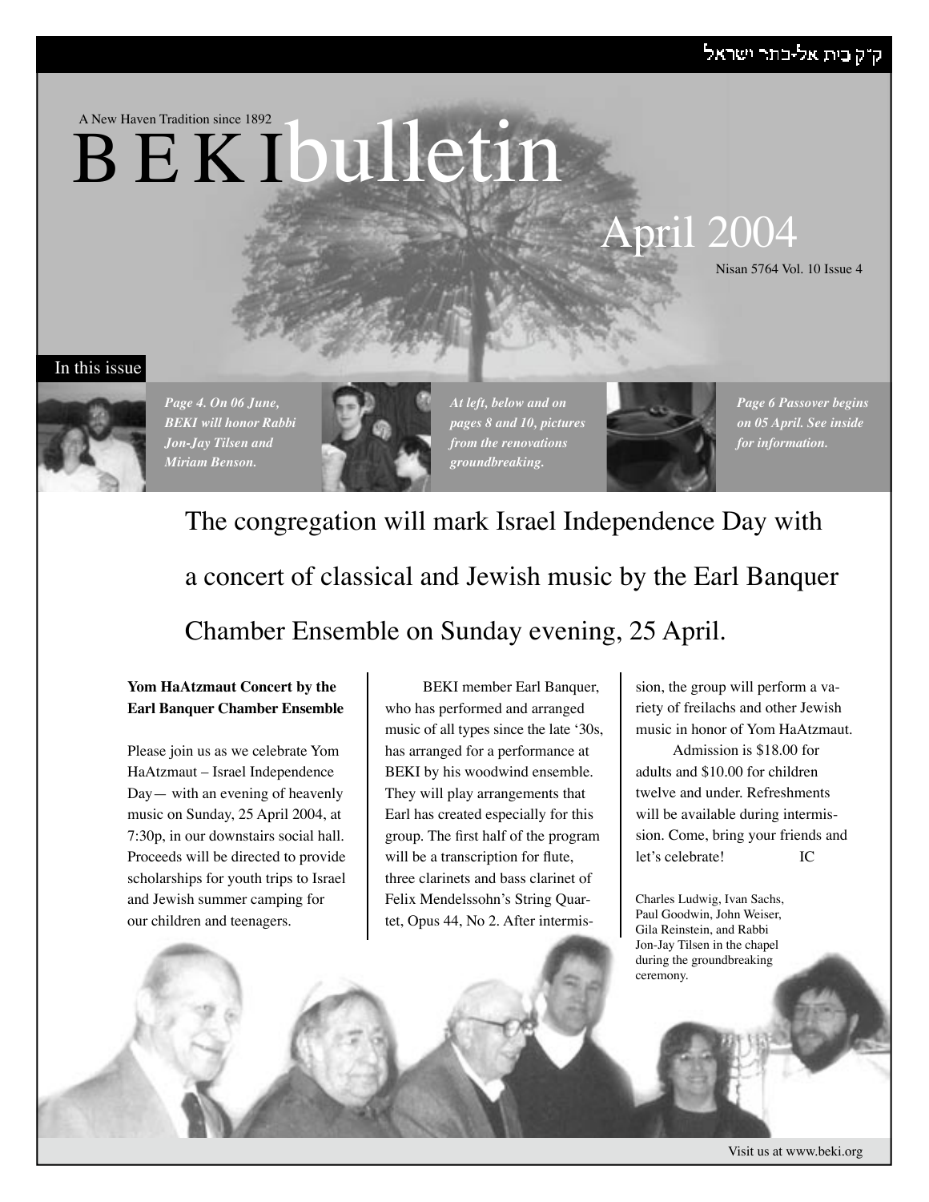ק"ק בית אל-כתר ישראל

A New Haven Tradition since 1892

# BEKI bulletin

## April 2004

Nisan 5764 Vol. 10 Issue 4

In this issue

*Page 4. On 06 June, BEKI will honor Rabbi Jon-Jay Tilsen and Miriam Benson.*

*At left, below and on pages 8 and 10, pictures from the renovations groundbreaking.*

*Page 6 Passover begins on 05 April. See inside for information.*

The congregation will mark Israel Independence Day with a concert of classical and Jewish music by the Earl Banquer Chamber Ensemble on Sunday evening, 25 April.

**Yom HaAtzmaut Concert by the Earl Banquer Chamber Ensemble**

Please join us as we celebrate Yom HaAtzmaut – Israel Independence Day— with an evening of heavenly music on Sunday, 25 April 2004, at 7:30p, in our downstairs social hall. Proceeds will be directed to provide scholarships for youth trips to Israel and Jewish summer camping for our children and teenagers.

BEKI member Earl Banquer, who has performed and arranged music of all types since the late '30s, has arranged for a performance at BEKI by his woodwind ensemble. They will play arrangements that Earl has created especially for this group. The first half of the program will be a transcription for flute, three clarinets and bass clarinet of Felix Mendelssohn's String Quartet, Opus 44, No 2. After intermission, the group will perform a variety of freilachs and other Jewish music in honor of Yom HaAtzmaut.

Admission is $18.00 for adults and $10.00 for children twelve and under. Refreshments will be available during intermission. Come, bring your friends and let's celebrate! IC

Charles Ludwig, Ivan Sachs, Paul Goodwin, John Weiser, Gila Reinstein, and Rabbi Jon-Jay Tilsen in the chapel during the groundbreaking ceremony.

Visit us at www.beki.org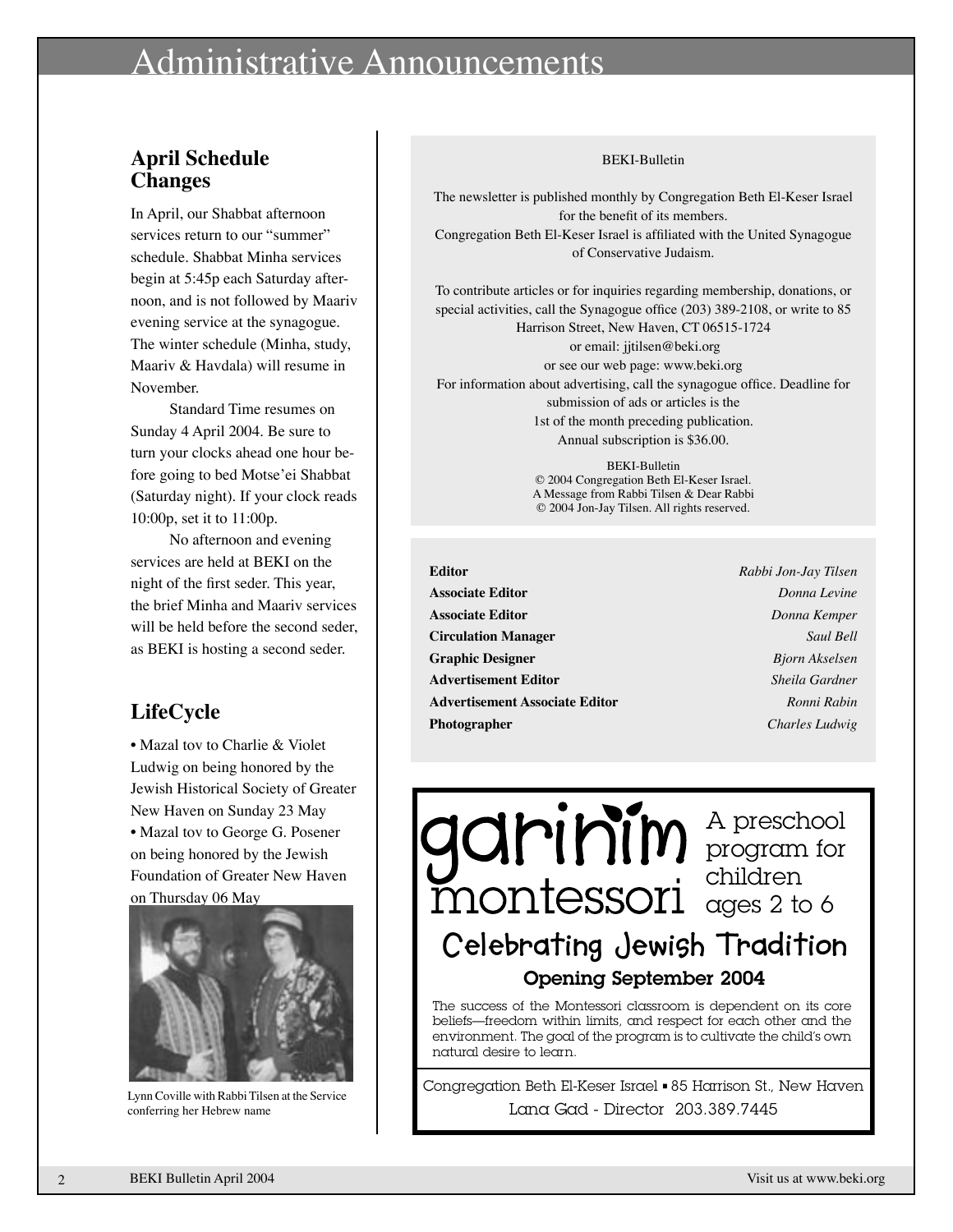# Administrative Announcements

## April Schedule Changes

In April, our Shabbat afternoon services return to our "summer" schedule. Shabbat Minha services begin at 5:45p each Saturday afternoon, and is not followed by Maariv evening service at the synagogue. The winter schedule (Minha, study, Maariv & Havdala) will resume in November.

Standard Time resumes on Sunday 4 April 2004. Be sure to turn your clocks ahead one hour before going to bed Motse'ei Shabbat (Saturday night). If your clock reads 10:00p, set it to 11:00p.

No afternoon and evening services are held at BEKI on the night of the first seder. This year, the brief Minha and Maariv services will be held before the second seder, as BEKI is hosting a second seder.

## LifeCycle

- Mazal tov to Charlie & Violet Ludwig on being honored by the Jewish Historical Society of Greater New Haven on Sunday 23 May
- Mazal tov to George G. Posener on being honored by the Jewish Foundation of Greater New Haven on Thursday 06 May

Lynn Coville with Rabbi Tilsen at the Service conferring her Hebrew name

BEKI-Bulletin

The newsletter is published monthly by Congregation Beth El-Keser Israel for the benefit of its members.
Congregation Beth El-Keser Israel is affiliated with the United Synagogue of Conservative Judaism.

To contribute articles or for inquiries regarding membership, donations, or special activities, call the Synagogue office (203) 389-2108, or write to 85 Harrison Street, New Haven, CT 06515-1724
or email: jjtilsen@beki.org
or see our web page: www.beki.org
For information about advertising, call the synagogue office. Deadline for submission of ads or articles is the 1st of the month preceding publication.
Annual subscription is $36.00.

BEKI-Bulletin
© 2004 Congregation Beth El-Keser Israel.
A Message from Rabbi Tilsen & Dear Rabbi
© 2004 Jon-Jay Tilsen. All rights reserved.

| | |
|---|---|
| **Editor** | *Rabbi Jon-Jay Tilsen* |
| **Associate Editor** | *Donna Levine* |
| **Associate Editor** | *Donna Kemper* |
| **Circulation Manager** | *Saul Bell* |
| **Graphic Designer** | *Bjorn Akselsen* |
| **Advertisement Editor** | *Sheila Gardner* |
| **Advertisement Associate Editor** | *Ronni Rabin* |
| **Photographer** | *Charles Ludwig* |

garinim montessori — A preschool program for children ages 2 to 6

**Celebrating Jewish Tradition**

**Opening September 2004**

The success of the Montessori classroom is dependent on its core beliefs—freedom within limits, and respect for each other and the environment. The goal of the program is to cultivate the child's own natural desire to learn.

Congregation Beth El-Keser Israel ▪ 85 Harrison St., New Haven
Lana Gad - Director 203.389.7445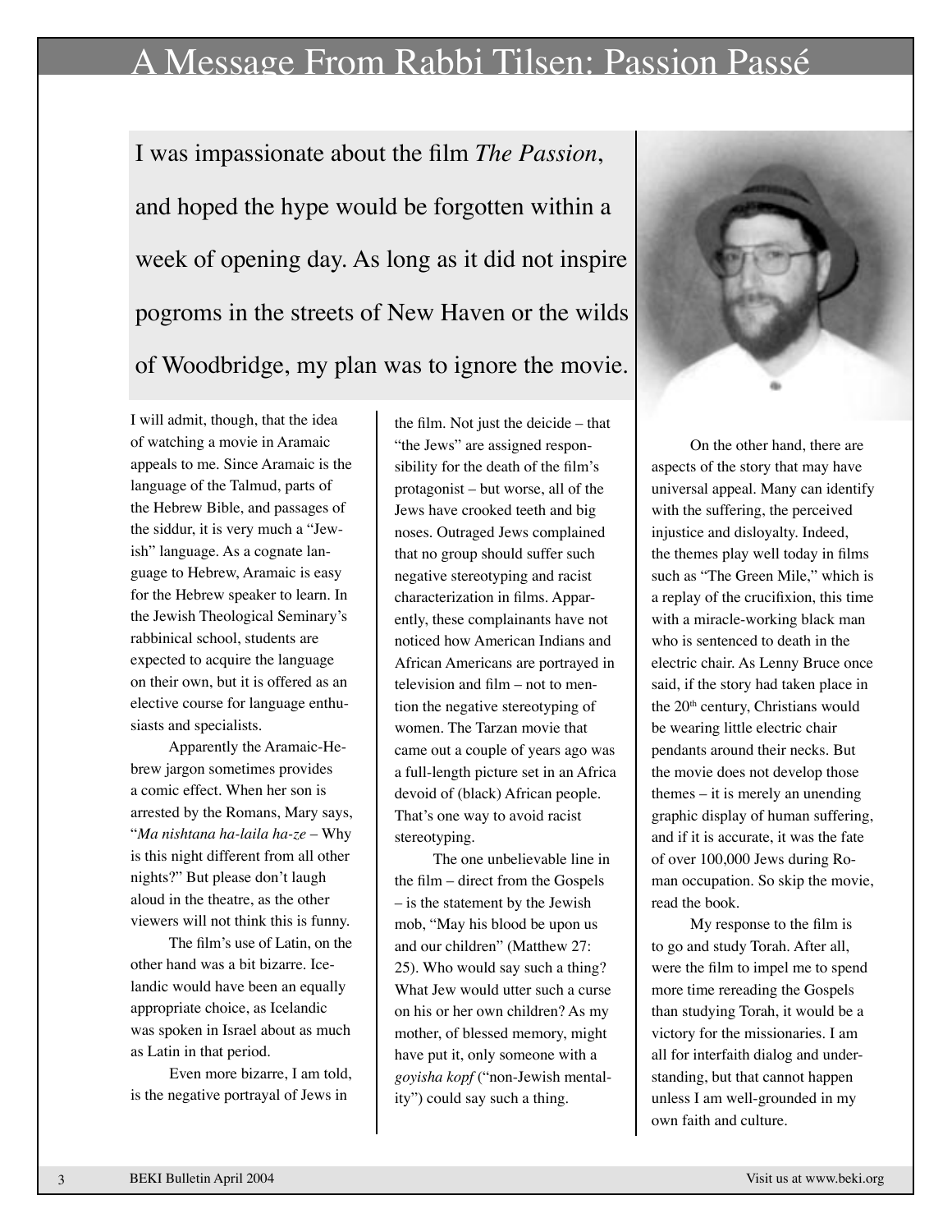# A Message From Rabbi Tilsen: Passion Passé

I was impassionate about the film *The Passion*, and hoped the hype would be forgotten within a week of opening day. As long as it did not inspire pogroms in the streets of New Haven or the wilds of Woodbridge, my plan was to ignore the movie.

I will admit, though, that the idea of watching a movie in Aramaic appeals to me. Since Aramaic is the language of the Talmud, parts of the Hebrew Bible, and passages of the siddur, it is very much a "Jewish" language. As a cognate language to Hebrew, Aramaic is easy for the Hebrew speaker to learn. In the Jewish Theological Seminary's rabbinical school, students are expected to acquire the language on their own, but it is offered as an elective course for language enthusiasts and specialists.

Apparently the Aramaic-Hebrew jargon sometimes provides a comic effect. When her son is arrested by the Romans, Mary says, "*Ma nishtana ha-laila ha-ze* – Why is this night different from all other nights?" But please don't laugh aloud in the theatre, as the other viewers will not think this is funny.

The film's use of Latin, on the other hand was a bit bizarre. Icelandic would have been an equally appropriate choice, as Icelandic was spoken in Israel about as much as Latin in that period.

Even more bizarre, I am told, is the negative portrayal of Jews in the film. Not just the deicide – that "the Jews" are assigned responsibility for the death of the film's protagonist – but worse, all of the Jews have crooked teeth and big noses. Outraged Jews complained that no group should suffer such negative stereotyping and racist characterization in films. Apparently, these complainants have not noticed how American Indians and African Americans are portrayed in television and film – not to mention the negative stereotyping of women. The Tarzan movie that came out a couple of years ago was a full-length picture set in an Africa devoid of (black) African people. That's one way to avoid racist stereotyping.

The one unbelievable line in the film – direct from the Gospels – is the statement by the Jewish mob, "May his blood be upon us and our children" (Matthew 27:25). Who would say such a thing? What Jew would utter such a curse on his or her own children? As my mother, of blessed memory, might have put it, only someone with a *goyisha kopf* ("non-Jewish mentality") could say such a thing.

On the other hand, there are aspects of the story that may have universal appeal. Many can identify with the suffering, the perceived injustice and disloyalty. Indeed, the themes play well today in films such as "The Green Mile," which is a replay of the crucifixion, this time with a miracle-working black man who is sentenced to death in the electric chair. As Lenny Bruce once said, if the story had taken place in the 20th century, Christians would be wearing little electric chair pendants around their necks. But the movie does not develop those themes – it is merely an unending graphic display of human suffering, and if it is accurate, it was the fate of over 100,000 Jews during Roman occupation. So skip the movie, read the book.

My response to the film is to go and study Torah. After all, were the film to impel me to spend more time rereading the Gospels than studying Torah, it would be a victory for the missionaries. I am all for interfaith dialog and understanding, but that cannot happen unless I am well-grounded in my own faith and culture.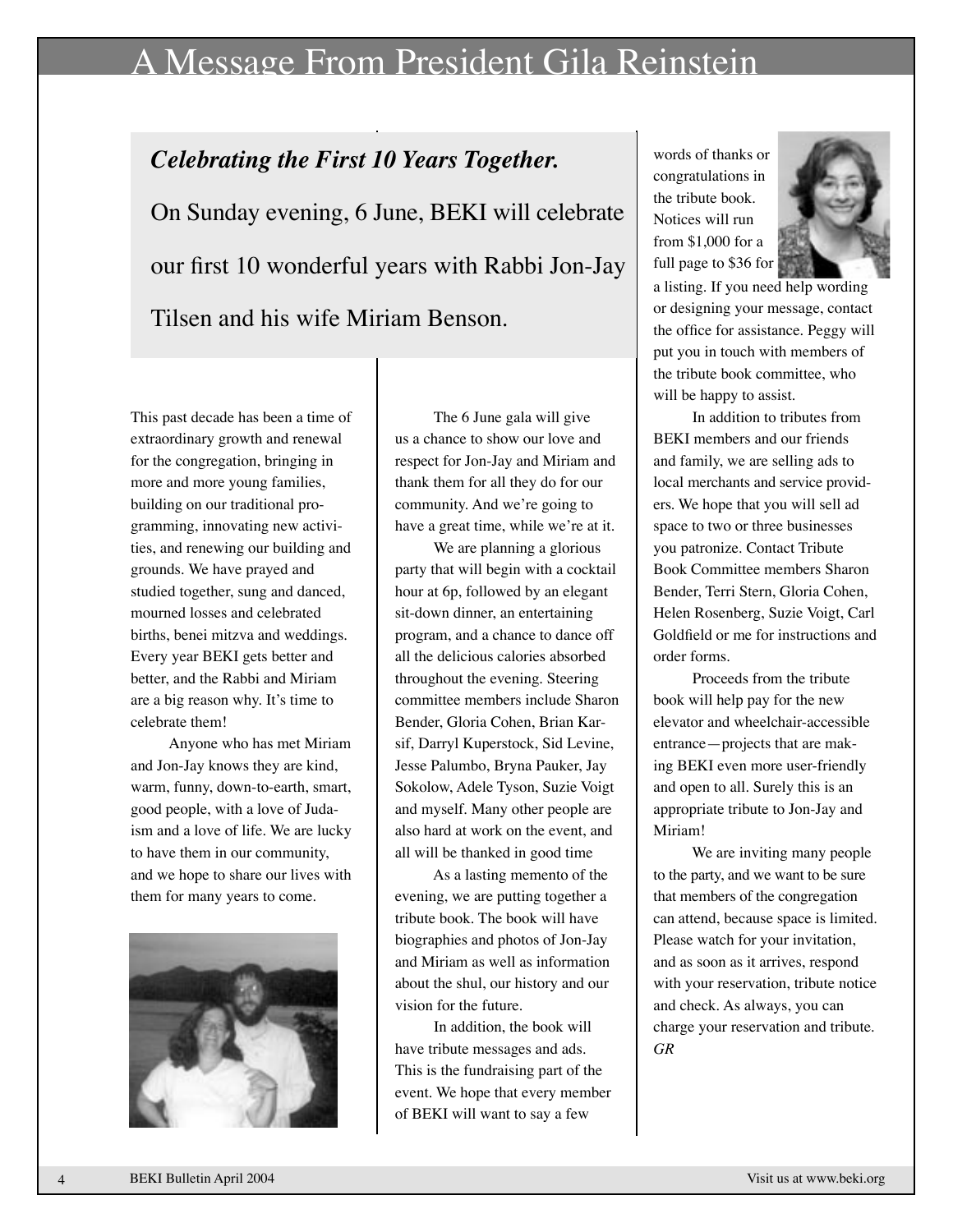# A Message From President Gila Reinstein

***Celebrating the First 10 Years Together.***

On Sunday evening, 6 June, BEKI will celebrate our first 10 wonderful years with Rabbi Jon-Jay Tilsen and his wife Miriam Benson.

This past decade has been a time of extraordinary growth and renewal for the congregation, bringing in more and more young families, building on our traditional programming, innovating new activities, and renewing our building and grounds. We have prayed and studied together, sung and danced, mourned losses and celebrated births, benei mitzva and weddings. Every year BEKI gets better and better, and the Rabbi and Miriam are a big reason why. It's time to celebrate them!

Anyone who has met Miriam and Jon-Jay knows they are kind, warm, funny, down-to-earth, smart, good people, with a love of Judaism and a love of life. We are lucky to have them in our community, and we hope to share our lives with them for many years to come.

The 6 June gala will give us a chance to show our love and respect for Jon-Jay and Miriam and thank them for all they do for our community. And we're going to have a great time, while we're at it.

We are planning a glorious party that will begin with a cocktail hour at 6p, followed by an elegant sit-down dinner, an entertaining program, and a chance to dance off all the delicious calories absorbed throughout the evening. Steering committee members include Sharon Bender, Gloria Cohen, Brian Karsif, Darryl Kuperstock, Sid Levine, Jesse Palumbo, Bryna Pauker, Jay Sokolow, Adele Tyson, Suzie Voigt and myself. Many other people are also hard at work on the event, and all will be thanked in good time

As a lasting memento of the evening, we are putting together a tribute book. The book will have biographies and photos of Jon-Jay and Miriam as well as information about the shul, our history and our vision for the future.

In addition, the book will have tribute messages and ads. This is the fundraising part of the event. We hope that every member of BEKI will want to say a few words of thanks or congratulations in the tribute book. Notices will run from $1,000 for a full page to $36 for a listing. If you need help wording or designing your message, contact the office for assistance. Peggy will put you in touch with members of the tribute book committee, who will be happy to assist.

In addition to tributes from BEKI members and our friends and family, we are selling ads to local merchants and service providers. We hope that you will sell ad space to two or three businesses you patronize. Contact Tribute Book Committee members Sharon Bender, Terri Stern, Gloria Cohen, Helen Rosenberg, Suzie Voigt, Carl Goldfield or me for instructions and order forms.

Proceeds from the tribute book will help pay for the new elevator and wheelchair-accessible entrance—projects that are making BEKI even more user-friendly and open to all. Surely this is an appropriate tribute to Jon-Jay and Miriam!

We are inviting many people to the party, and we want to be sure that members of the congregation can attend, because space is limited. Please watch for your invitation, and as soon as it arrives, respond with your reservation, tribute notice and check. As always, you can charge your reservation and tribute. *GR*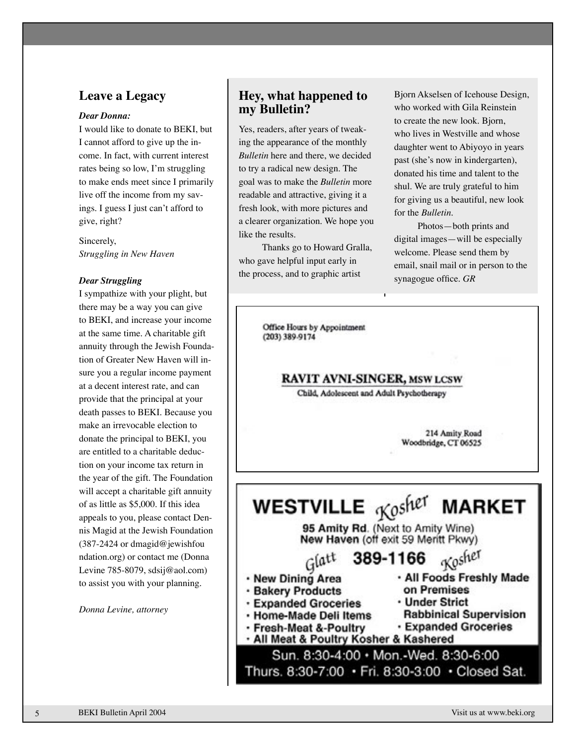## Leave a Legacy

***Dear Donna:***

I would like to donate to BEKI, but I cannot afford to give up the income. In fact, with current interest rates being so low, I'm struggling to make ends meet since I primarily live off the income from my savings. I guess I just can't afford to give, right?

Sincerely,
*Struggling in New Haven*

***Dear Struggling***

I sympathize with your plight, but there may be a way you can give to BEKI, and increase your income at the same time. A charitable gift annuity through the Jewish Foundation of Greater New Haven will insure you a regular income payment at a decent interest rate, and can provide that the principal at your death passes to BEKI. Because you make an irrevocable election to donate the principal to BEKI, you are entitled to a charitable deduction on your income tax return in the year of the gift. The Foundation will accept a charitable gift annuity of as little as $5,000. If this idea appeals to you, please contact Dennis Magid at the Jewish Foundation (387-2424 or dmagid@jewishfoundation.org) or contact me (Donna Levine 785-8079, sdsij@aol.com) to assist you with your planning.

*Donna Levine, attorney*

## Hey, what happened to my Bulletin?

Yes, readers, after years of tweaking the appearance of the monthly *Bulletin* here and there, we decided to try a radical new design. The goal was to make the *Bulletin* more readable and attractive, giving it a fresh look, with more pictures and a clearer organization. We hope you like the results.

Thanks go to Howard Gralla, who gave helpful input early in the process, and to graphic artist Bjorn Akselsen of Icehouse Design, who worked with Gila Reinstein to create the new look. Bjorn, who lives in Westville and whose daughter went to Abiyoyo in years past (she's now in kindergarten), donated his time and talent to the shul. We are truly grateful to him for giving us a beautiful, new look for the *Bulletin*.

Photos—both prints and digital images—will be especially welcome. Please send them by email, snail mail or in person to the synagogue office. *GR*

---

Office Hours by Appointment
(203) 389-9174

**RAVIT AVNI-SINGER, MSW LCSW**
Child, Adolescent and Adult Psychotherapy

214 Amity Road
Woodbridge, CT 06525

---

**WESTVILLE *Kosher* MARKET**

**95 Amity Rd.** (Next to Amity Wine)
**New Haven** (off exit 59 Merritt Pkwy)

*Glatt* **389-1166** *Kosher*

- New Dining Area
- Bakery Products
- Expanded Groceries
- Home-Made Deli Items
- Fresh-Meat &-Poultry
- All Foods Freshly Made on Premises
- Under Strict Rabbinical Supervision
- Expanded Groceries
- All Meat & Poultry Kosher & Kashered

Sun. 8:30-4:00 • Mon.-Wed. 8:30-6:00
Thurs. 8:30-7:00 • Fri. 8:30-3:00 • Closed Sat.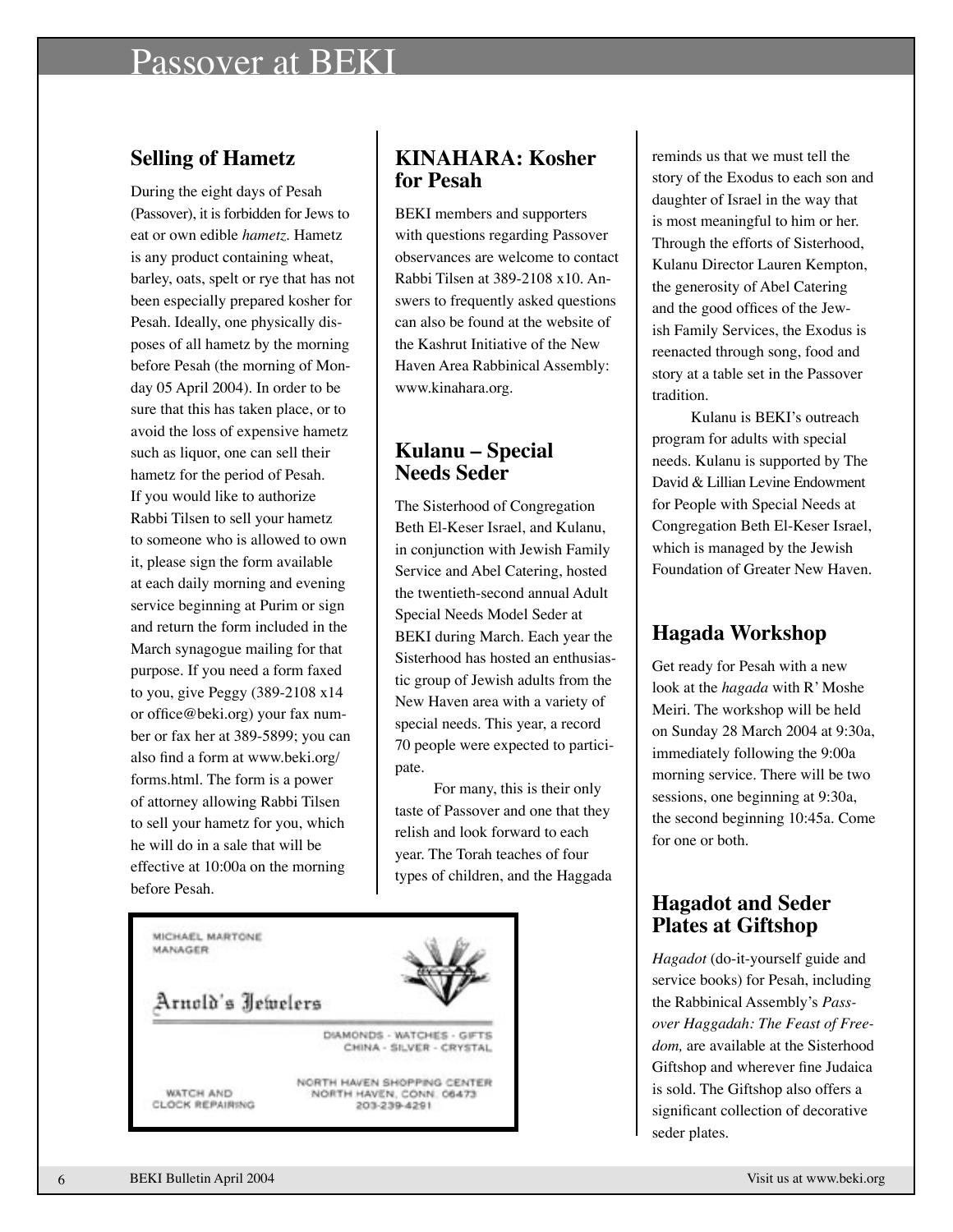# Passover at BEKI

## Selling of Hametz

During the eight days of Pesah (Passover), it is forbidden for Jews to eat or own edible *hametz*. Hametz is any product containing wheat, barley, oats, spelt or rye that has not been especially prepared kosher for Pesah. Ideally, one physically disposes of all hametz by the morning before Pesah (the morning of Monday 05 April 2004). In order to be sure that this has taken place, or to avoid the loss of expensive hametz such as liquor, one can sell their hametz for the period of Pesah. If you would like to authorize Rabbi Tilsen to sell your hametz to someone who is allowed to own it, please sign the form available at each daily morning and evening service beginning at Purim or sign and return the form included in the March synagogue mailing for that purpose. If you need a form faxed to you, give Peggy (389-2108 x14 or office@beki.org) your fax number or fax her at 389-5899; you can also find a form at www.beki.org/forms.html. The form is a power of attorney allowing Rabbi Tilsen to sell your hametz for you, which he will do in a sale that will be effective at 10:00a on the morning before Pesah.

## KINAHARA: Kosher for Pesah

BEKI members and supporters with questions regarding Passover observances are welcome to contact Rabbi Tilsen at 389-2108 x10. Answers to frequently asked questions can also be found at the website of the Kashrut Initiative of the New Haven Area Rabbinical Assembly: www.kinahara.org.

## Kulanu – Special Needs Seder

The Sisterhood of Congregation Beth El-Keser Israel, and Kulanu, in conjunction with Jewish Family Service and Abel Catering, hosted the twentieth-second annual Adult Special Needs Model Seder at BEKI during March. Each year the Sisterhood has hosted an enthusiastic group of Jewish adults from the New Haven area with a variety of special needs. This year, a record 70 people were expected to participate.

For many, this is their only taste of Passover and one that they relish and look forward to each year. The Torah teaches of four types of children, and the Haggada reminds us that we must tell the story of the Exodus to each son and daughter of Israel in the way that is most meaningful to him or her. Through the efforts of Sisterhood, Kulanu Director Lauren Kempton, the generosity of Abel Catering and the good offices of the Jewish Family Services, the Exodus is reenacted through song, food and story at a table set in the Passover tradition.

Kulanu is BEKI's outreach program for adults with special needs. Kulanu is supported by The David & Lillian Levine Endowment for People with Special Needs at Congregation Beth El-Keser Israel, which is managed by the Jewish Foundation of Greater New Haven.

## Hagada Workshop

Get ready for Pesah with a new look at the *hagada* with R' Moshe Meiri. The workshop will be held on Sunday 28 March 2004 at 9:30a, immediately following the 9:00a morning service. There will be two sessions, one beginning at 9:30a, the second beginning 10:45a. Come for one or both.

## Hagadot and Seder Plates at Giftshop

*Hagadot* (do-it-yourself guide and service books) for Pesah, including the Rabbinical Assembly's *Passover Haggadah: The Feast of Freedom,* are available at the Sisterhood Giftshop and wherever fine Judaica is sold. The Giftshop also offers a significant collection of decorative seder plates.

---

MICHAEL MARTONE
MANAGER

**Arnold's Jewelers**

DIAMONDS - WATCHES - GIFTS
CHINA - SILVER - CRYSTAL

WATCH AND CLOCK REPAIRING

NORTH HAVEN SHOPPING CENTER
NORTH HAVEN, CONN. 06473
203-239-4291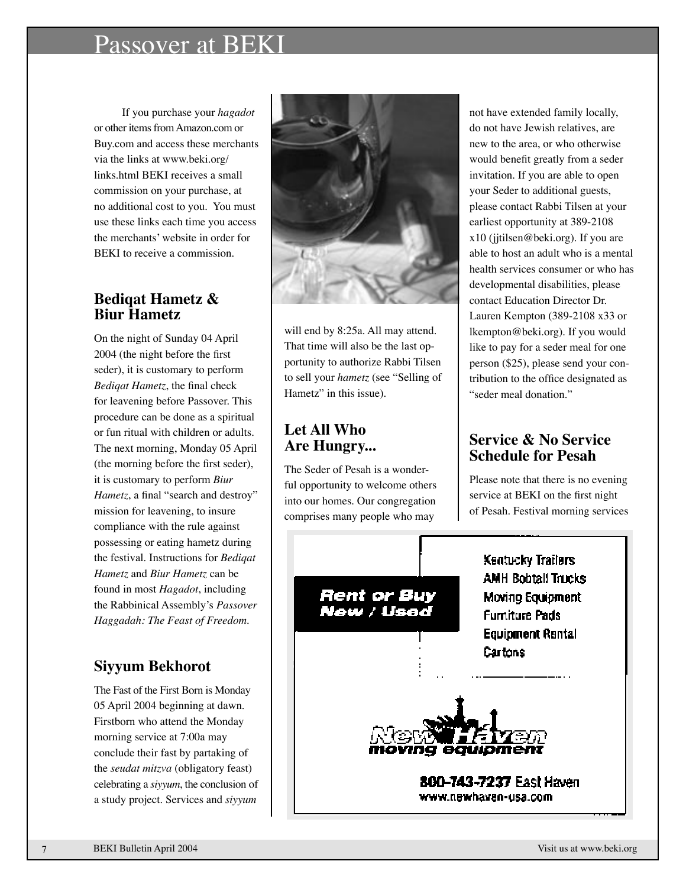# Passover at BEKI

If you purchase your *hagadot* or other items from Amazon.com or Buy.com and access these merchants via the links at www.beki.org/links.html BEKI receives a small commission on your purchase, at no additional cost to you. You must use these links each time you access the merchants' website in order for BEKI to receive a commission.

## Bediqat Hametz & Biur Hametz

On the night of Sunday 04 April 2004 (the night before the first seder), it is customary to perform *Bediqat Hametz*, the final check for leavening before Passover. This procedure can be done as a spiritual or fun ritual with children or adults. The next morning, Monday 05 April (the morning before the first seder), it is customary to perform *Biur Hametz*, a final "search and destroy" mission for leavening, to insure compliance with the rule against possessing or eating hametz during the festival. Instructions for *Bediqat Hametz* and *Biur Hametz* can be found in most *Hagadot*, including the Rabbinical Assembly's *Passover Haggadah: The Feast of Freedom.*

## Siyyum Bekhorot

The Fast of the First Born is Monday 05 April 2004 beginning at dawn. Firstborn who attend the Monday morning service at 7:00a may conclude their fast by partaking of the *seudat mitzva* (obligatory feast) celebrating a *siyyum*, the conclusion of a study project. Services and *siyyum* will end by 8:25a. All may attend. That time will also be the last opportunity to authorize Rabbi Tilsen to sell your *hametz* (see "Selling of Hametz" in this issue).

## Let All Who Are Hungry...

The Seder of Pesah is a wonderful opportunity to welcome others into our homes. Our congregation comprises many people who may not have extended family locally, do not have Jewish relatives, are new to the area, or who otherwise would benefit greatly from a seder invitation. If you are able to open your Seder to additional guests, please contact Rabbi Tilsen at your earliest opportunity at 389-2108 x10 (jjtilsen@beki.org). If you are able to host an adult who is a mental health services consumer or who has developmental disabilities, please contact Education Director Dr. Lauren Kempton (389-2108 x33 or lkempton@beki.org). If you would like to pay for a seder meal for one person ($25), please send your contribution to the office designated as "seder meal donation."

## Service & No Service Schedule for Pesah

Please note that there is no evening service at BEKI on the first night of Pesah. Festival morning services

**Rent or Buy New / Used**

Kentucky Trailers
AMH Bobtail Trucks
Moving Equipment
Furniture Pads
Equipment Rental
Cartons

**New Haven moving equipment**

**800-743-7237** East Haven
www.newhaven-usa.com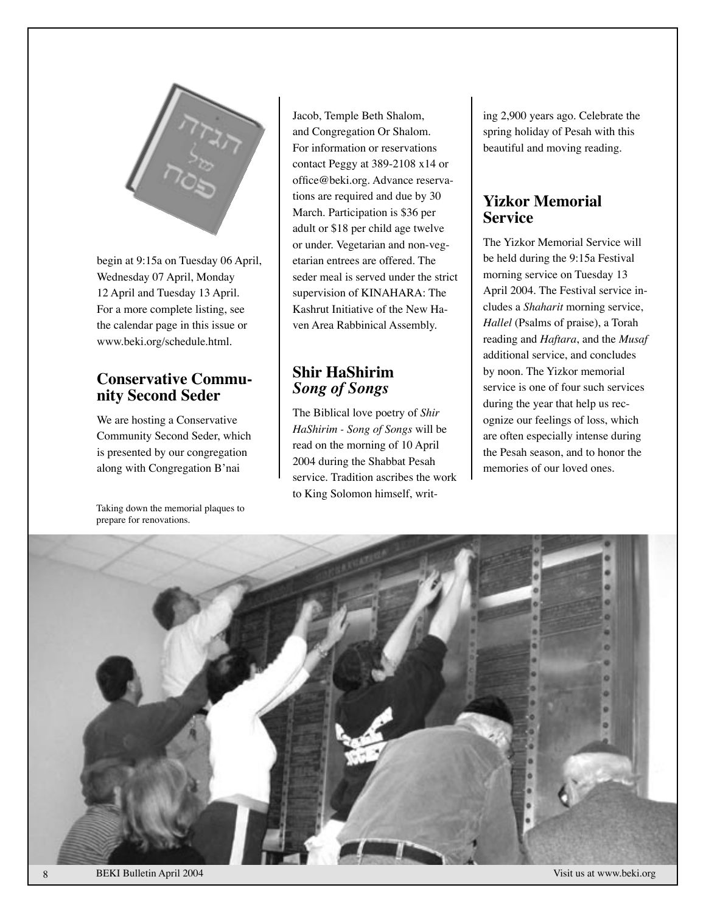begin at 9:15a on Tuesday 06 April, Wednesday 07 April, Monday 12 April and Tuesday 13 April. For a more complete listing, see the calendar page in this issue or www.beki.org/schedule.html.

## Conservative Community Second Seder

We are hosting a Conservative Community Second Seder, which is presented by our congregation along with Congregation B'nai Jacob, Temple Beth Shalom, and Congregation Or Shalom. For information or reservations contact Peggy at 389-2108 x14 or office@beki.org. Advance reservations are required and due by 30 March. Participation is $36 per adult or $18 per child age twelve or under. Vegetarian and non-vegetarian entrees are offered. The seder meal is served under the strict supervision of KINAHARA: The Kashrut Initiative of the New Haven Area Rabbinical Assembly.

## Shir HaShirim *Song of Songs*

The Biblical love poetry of *Shir HaShirim - Song of Songs* will be read on the morning of 10 April 2004 during the Shabbat Pesah service. Tradition ascribes the work to King Solomon himself, writing 2,900 years ago. Celebrate the spring holiday of Pesah with this beautiful and moving reading.

## Yizkor Memorial Service

The Yizkor Memorial Service will be held during the 9:15a Festival morning service on Tuesday 13 April 2004. The Festival service includes a *Shaharit* morning service, *Hallel* (Psalms of praise), a Torah reading and *Haftara*, and the *Musaf* additional service, and concludes by noon. The Yizkor memorial service is one of four such services during the year that help us recognize our feelings of loss, which are often especially intense during the Pesah season, and to honor the memories of our loved ones.

Taking down the memorial plaques to prepare for renovations.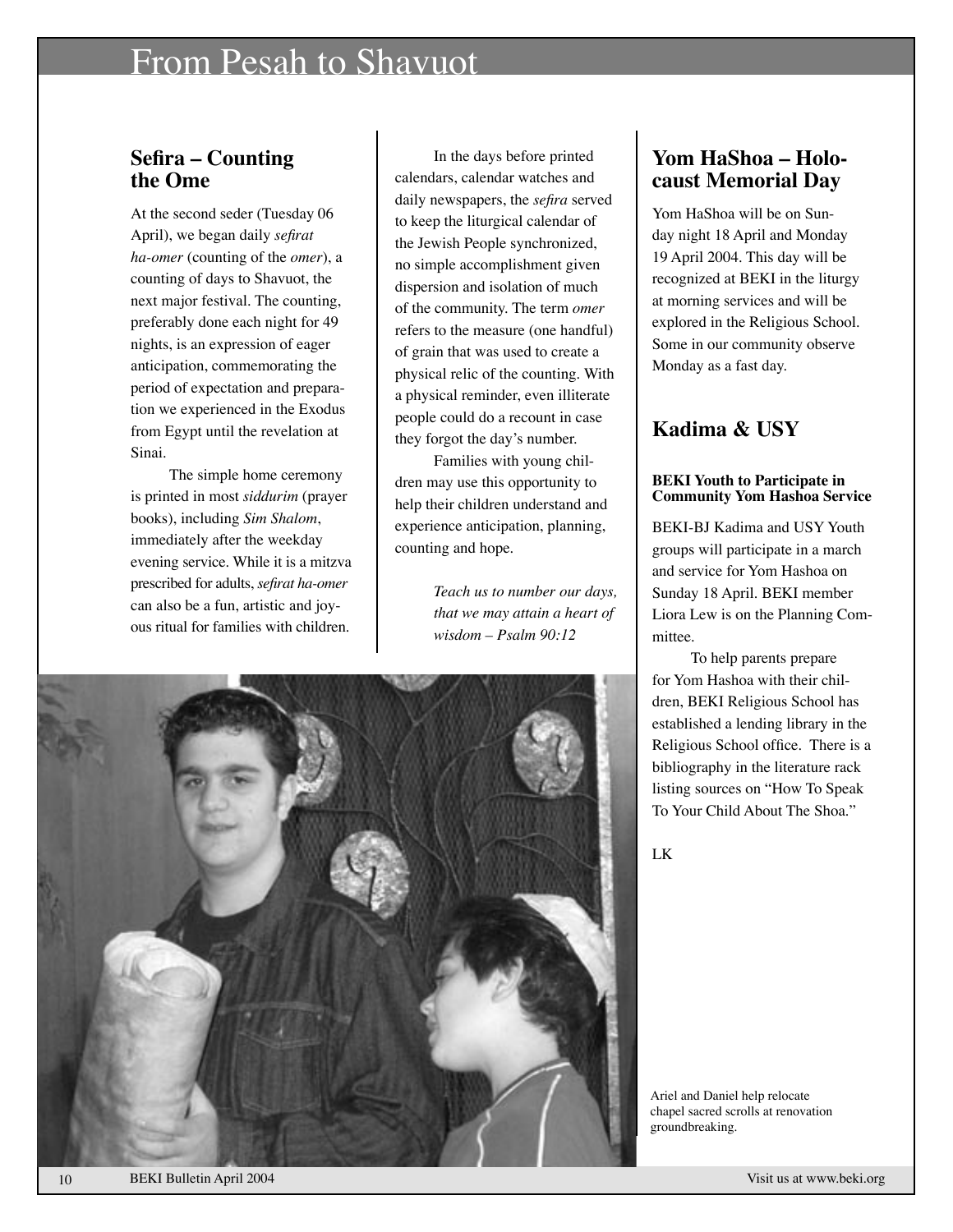# From Pesah to Shavuot

## Sefira – Counting the Ome

At the second seder (Tuesday 06 April), we began daily *sefirat ha-omer* (counting of the *omer*), a counting of days to Shavuot, the next major festival. The counting, preferably done each night for 49 nights, is an expression of eager anticipation, commemorating the period of expectation and preparation we experienced in the Exodus from Egypt until the revelation at Sinai.

The simple home ceremony is printed in most *siddurim* (prayer books), including *Sim Shalom*, immediately after the weekday evening service. While it is a mitzva prescribed for adults, *sefirat ha-omer* can also be a fun, artistic and joyous ritual for families with children.

In the days before printed calendars, calendar watches and daily newspapers, the *sefira* served to keep the liturgical calendar of the Jewish People synchronized, no simple accomplishment given dispersion and isolation of much of the community. The term *omer* refers to the measure (one handful) of grain that was used to create a physical relic of the counting. With a physical reminder, even illiterate people could do a recount in case they forgot the day's number.

Families with young children may use this opportunity to help their children understand and experience anticipation, planning, counting and hope.

> *Teach us to number our days, that we may attain a heart of wisdom – Psalm 90:12*

## Yom HaShoa – Holocaust Memorial Day

Yom HaShoa will be on Sunday night 18 April and Monday 19 April 2004. This day will be recognized at BEKI in the liturgy at morning services and will be explored in the Religious School. Some in our community observe Monday as a fast day.

## Kadima & USY

### BEKI Youth to Participate in Community Yom Hashoa Service

BEKI-BJ Kadima and USY Youth groups will participate in a march and service for Yom Hashoa on Sunday 18 April. BEKI member Liora Lew is on the Planning Committee.

To help parents prepare for Yom Hashoa with their children, BEKI Religious School has established a lending library in the Religious School office. There is a bibliography in the literature rack listing sources on "How To Speak To Your Child About The Shoa."

LK

Ariel and Daniel help relocate chapel sacred scrolls at renovation groundbreaking.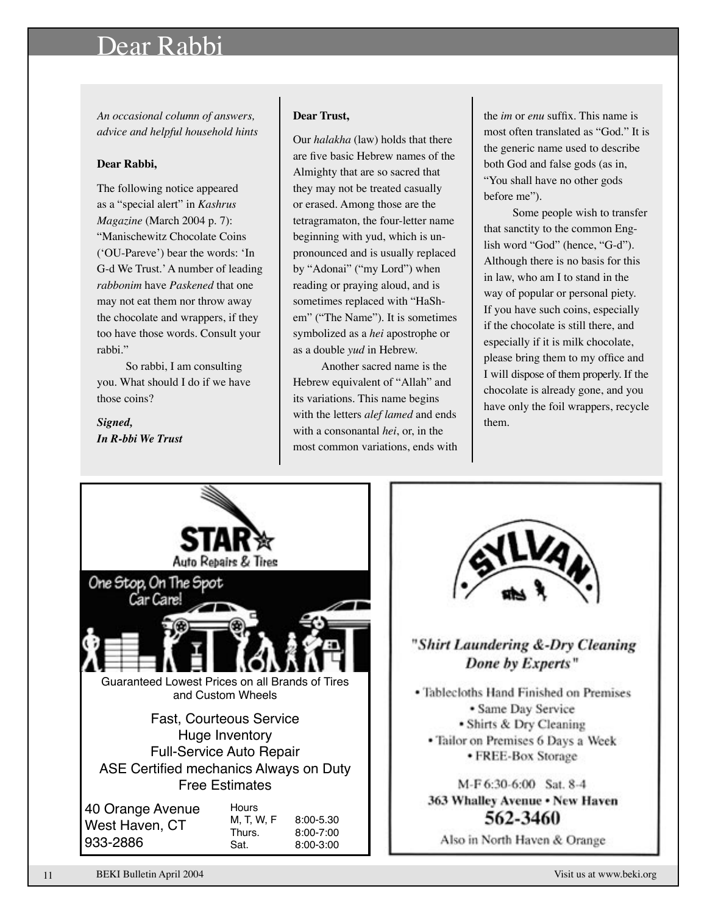# Dear Rabbi

*An occasional column of answers, advice and helpful household hints*

**Dear Rabbi,**

The following notice appeared as a "special alert" in *Kashrus Magazine* (March 2004 p. 7): "Manischewitz Chocolate Coins ('OU-Pareve') bear the words: 'In G-d We Trust.' A number of leading *rabbonim* have *Paskened* that one may not eat them nor throw away the chocolate and wrappers, if they too have those words. Consult your rabbi."

So rabbi, I am consulting you. What should I do if we have those coins?

***Signed,***
***In R-bbi We Trust***

**Dear Trust,**

Our *halakha* (law) holds that there are five basic Hebrew names of the Almighty that are so sacred that they may not be treated casually or erased. Among those are the tetragramaton, the four-letter name beginning with yud, which is unpronounced and is usually replaced by "Adonai" ("my Lord") when reading or praying aloud, and is sometimes replaced with "HaShem" ("The Name"). It is sometimes symbolized as a *hei* apostrophe or as a double *yud* in Hebrew.

Another sacred name is the Hebrew equivalent of "Allah" and its variations. This name begins with the letters *alef lamed* and ends with a consonantal *hei*, or, in the most common variations, ends with the *im* or *enu* suffix. This name is most often translated as "God." It is the generic name used to describe both God and false gods (as in, "You shall have no other gods before me").

Some people wish to transfer that sanctity to the common English word "God" (hence, "G-d"). Although there is no basis for this in law, who am I to stand in the way of popular or personal piety. If you have such coins, especially if the chocolate is still there, and especially if it is milk chocolate, please bring them to my office and I will dispose of them properly. If the chocolate is already gone, and you have only the foil wrappers, recycle them.

---

**STAR Auto Repairs & Tires**

One Stop, On The Spot Car Care!

Guaranteed Lowest Prices on all Brands of Tires and Custom Wheels

Fast, Courteous Service
Huge Inventory
Full-Service Auto Repair
ASE Certified mechanics Always on Duty
Free Estimates

40 Orange Avenue
West Haven, CT
933-2886

| Hours | |
|---|---|
| M, T, W, F | 8:00-5.30 |
| Thurs. | 8:00-7:00 |
| Sat. | 8:00-3:00 |

---

**SYLVAN**

*"Shirt Laundering &-Dry Cleaning Done by Experts"*

- Tablecloths Hand Finished on Premises
- Same Day Service
- Shirts & Dry Cleaning
- Tailor on Premises 6 Days a Week
- FREE-Box Storage

M-F 6:30-6:00 Sat. 8-4
**363 Whalley Avenue • New Haven**
**562-3460**
Also in North Haven & Orange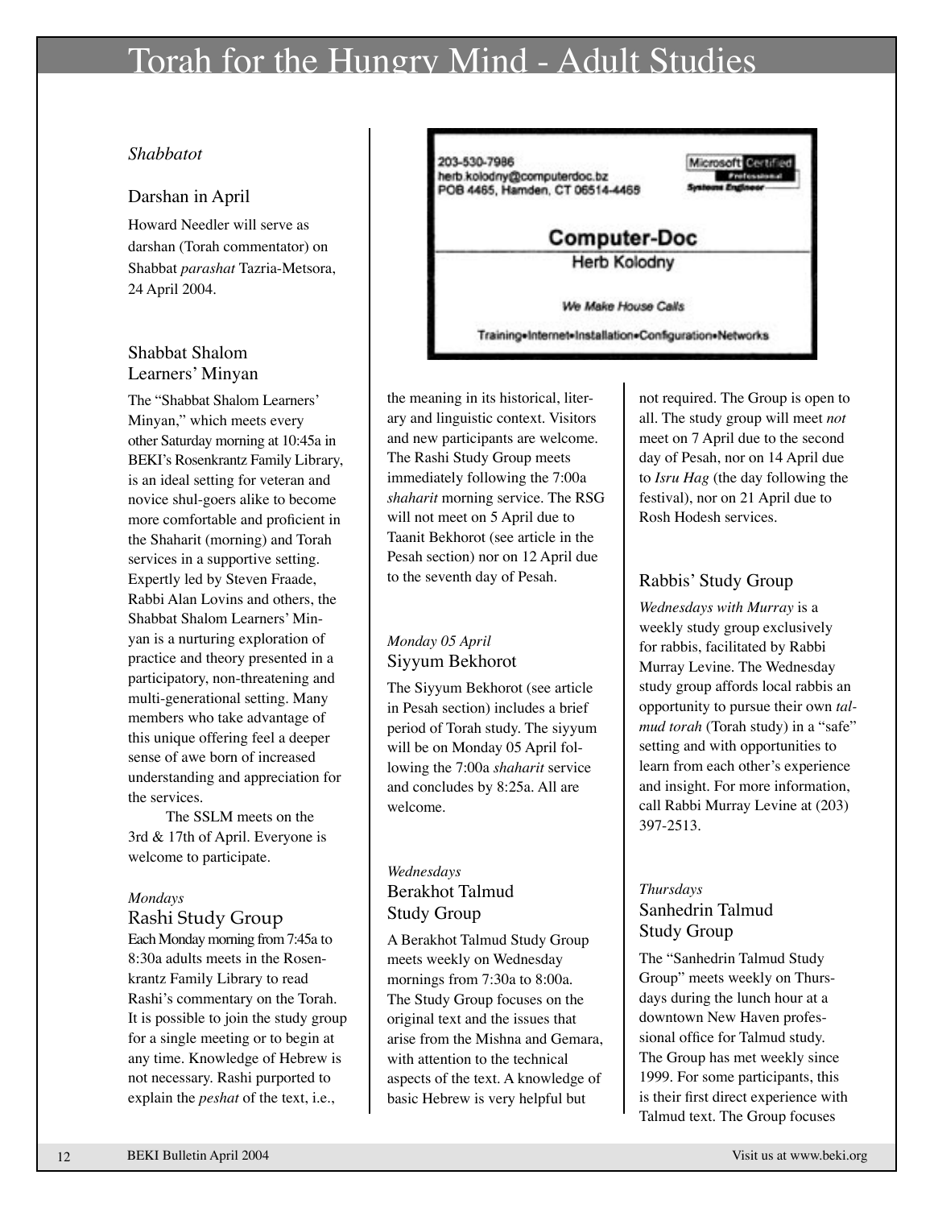# Torah for the Hungry Mind - Adult Studies

*Shabbatot*

## Darshan in April

Howard Needler will serve as darshan (Torah commentator) on Shabbat *parashat* Tazria-Metsora, 24 April 2004.

## Shabbat Shalom Learners' Minyan

The "Shabbat Shalom Learners' Minyan," which meets every other Saturday morning at 10:45a in BEKI's Rosenkrantz Family Library, is an ideal setting for veteran and novice shul-goers alike to become more comfortable and proficient in the Shaharit (morning) and Torah services in a supportive setting. Expertly led by Steven Fraade, Rabbi Alan Lovins and others, the Shabbat Shalom Learners' Minyan is a nurturing exploration of practice and theory presented in a participatory, non-threatening and multi-generational setting. Many members who take advantage of this unique offering feel a deeper sense of awe born of increased understanding and appreciation for the services.

The SSLM meets on the 3rd & 17th of April. Everyone is welcome to participate.

*Mondays*

## Rashi Study Group

Each Monday morning from 7:45a to 8:30a adults meets in the Rosenkrantz Family Library to read Rashi's commentary on the Torah. It is possible to join the study group for a single meeting or to begin at any time. Knowledge of Hebrew is not necessary. Rashi purported to explain the *peshat* of the text, i.e., the meaning in its historical, literary and linguistic context. Visitors and new participants are welcome. The Rashi Study Group meets immediately following the 7:00a *shaharit* morning service. The RSG will not meet on 5 April due to Taanit Bekhorot (see article in the Pesah section) nor on 12 April due to the seventh day of Pesah.

203-530-7986
herb.kolodny@computerdoc.bz
POB 4465, Hamden, CT 06514-4465

Microsoft Certified Professional Systems Engineer

**Computer-Doc**
Herb Kolodny

*We Make House Calls*

Training•Internet•Installation•Configuration•Networks

*Monday 05 April*

## Siyyum Bekhorot

The Siyyum Bekhorot (see article in Pesah section) includes a brief period of Torah study. The siyyum will be on Monday 05 April following the 7:00a *shaharit* service and concludes by 8:25a. All are welcome.

*Wednesdays*

## Berakhot Talmud Study Group

A Berakhot Talmud Study Group meets weekly on Wednesday mornings from 7:30a to 8:00a. The Study Group focuses on the original text and the issues that arise from the Mishna and Gemara, with attention to the technical aspects of the text. A knowledge of basic Hebrew is very helpful but not required. The Group is open to all. The study group will meet *not* meet on 7 April due to the second day of Pesah, nor on 14 April due to *Isru Hag* (the day following the festival), nor on 21 April due to Rosh Hodesh services.

## Rabbis' Study Group

*Wednesdays with Murray* is a weekly study group exclusively for rabbis, facilitated by Rabbi Murray Levine. The Wednesday study group affords local rabbis an opportunity to pursue their own *talmud torah* (Torah study) in a "safe" setting and with opportunities to learn from each other's experience and insight. For more information, call Rabbi Murray Levine at (203) 397-2513.

*Thursdays*

## Sanhedrin Talmud Study Group

The "Sanhedrin Talmud Study Group" meets weekly on Thursdays during the lunch hour at a downtown New Haven professional office for Talmud study. The Group has met weekly since 1999. For some participants, this is their first direct experience with Talmud text. The Group focuses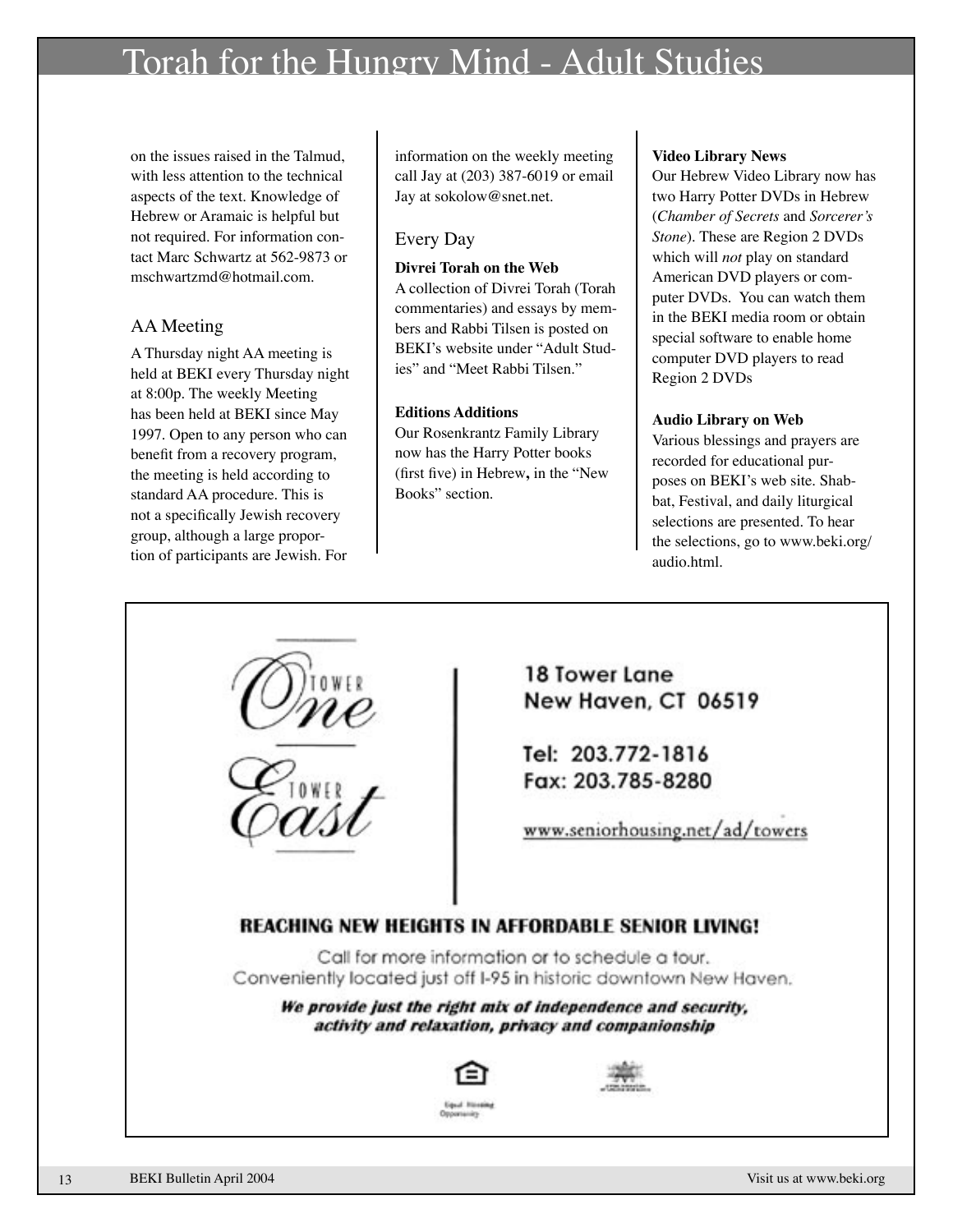on the issues raised in the Talmud, with less attention to the technical aspects of the text. Knowledge of Hebrew or Aramaic is helpful but not required. For information contact Marc Schwartz at 562-9873 or mschwartzmd@hotmail.com.

## AA Meeting

A Thursday night AA meeting is held at BEKI every Thursday night at 8:00p. The weekly Meeting has been held at BEKI since May 1997. Open to any person who can benefit from a recovery program, the meeting is held according to standard AA procedure. This is not a specifically Jewish recovery group, although a large proportion of participants are Jewish. For information on the weekly meeting call Jay at (203) 387-6019 or email Jay at sokolow@snet.net.

## Every Day

**Divrei Torah on the Web**
A collection of Divrei Torah (Torah commentaries) and essays by members and Rabbi Tilsen is posted on BEKI's website under "Adult Studies" and "Meet Rabbi Tilsen."

**Editions Additions**
Our Rosenkrantz Family Library now has the Harry Potter books (first five) in Hebrew, in the "New Books" section.

**Video Library News**
Our Hebrew Video Library now has two Harry Potter DVDs in Hebrew (*Chamber of Secrets* and *Sorcerer's Stone*). These are Region 2 DVDs which will *not* play on standard American DVD players or computer DVDs. You can watch them in the BEKI media room or obtain special software to enable home computer DVD players to read Region 2 DVDs

**Audio Library on Web**
Various blessings and prayers are recorded for educational purposes on BEKI's web site. Shabbat, Festival, and daily liturgical selections are presented. To hear the selections, go to www.beki.org/audio.html.

---

Tower One
Tower East

18 Tower Lane
New Haven, CT 06519

Tel: 203.772-1816
Fax: 203.785-8280

www.seniorhousing.net/ad/towers

**REACHING NEW HEIGHTS IN AFFORDABLE SENIOR LIVING!**

Call for more information or to schedule a tour.
Conveniently located just off I-95 in historic downtown New Haven.

***We provide just the right mix of independence and security, activity and relaxation, privacy and companionship***

Equal Housing Opportunity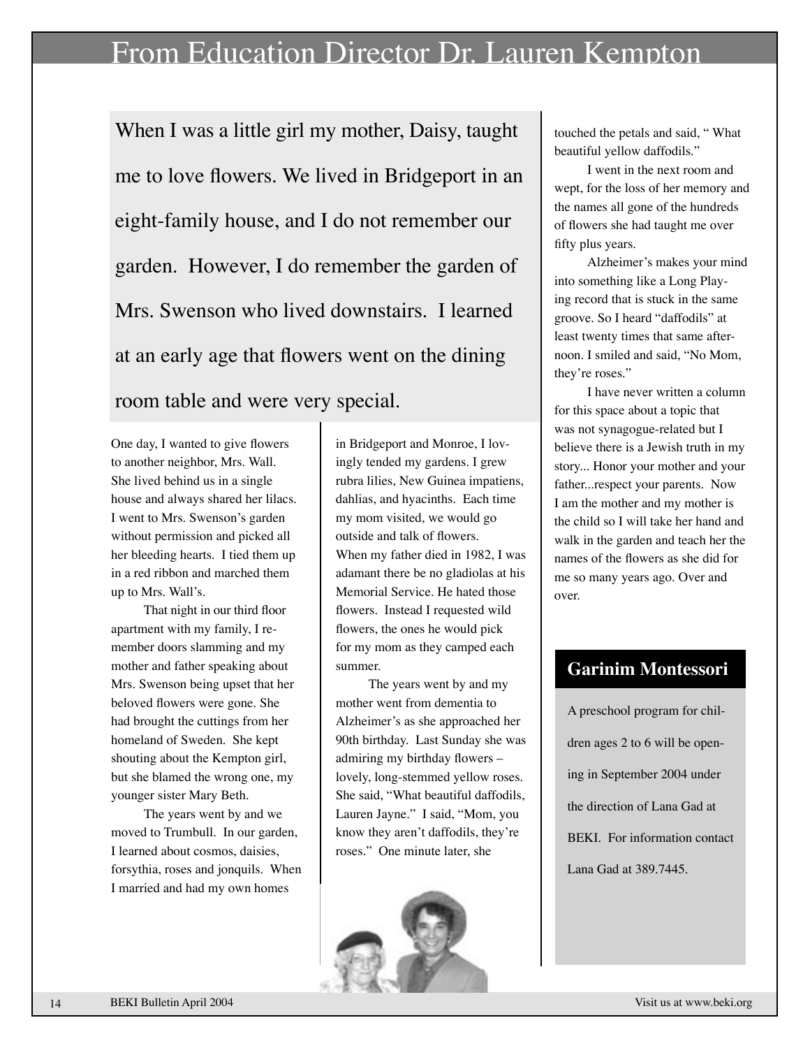# From Education Director Dr. Lauren Kempton

When I was a little girl my mother, Daisy, taught me to love flowers. We lived in Bridgeport in an eight-family house, and I do not remember our garden. However, I do remember the garden of Mrs. Swenson who lived downstairs. I learned at an early age that flowers went on the dining room table and were very special.

One day, I wanted to give flowers to another neighbor, Mrs. Wall. She lived behind us in a single house and always shared her lilacs. I went to Mrs. Swenson's garden without permission and picked all her bleeding hearts. I tied them up in a red ribbon and marched them up to Mrs. Wall's.

That night in our third floor apartment with my family, I remember doors slamming and my mother and father speaking about Mrs. Swenson being upset that her beloved flowers were gone. She had brought the cuttings from her homeland of Sweden. She kept shouting about the Kempton girl, but she blamed the wrong one, my younger sister Mary Beth.

The years went by and we moved to Trumbull. In our garden, I learned about cosmos, daisies, forsythia, roses and jonquils. When I married and had my own homes in Bridgeport and Monroe, I lovingly tended my gardens. I grew rubra lilies, New Guinea impatiens, dahlias, and hyacinths. Each time my mom visited, we would go outside and talk of flowers.

When my father died in 1982, I was adamant there be no gladiolas at his Memorial Service. He hated those flowers. Instead I requested wild flowers, the ones he would pick for my mom as they camped each summer.

The years went by and my mother went from dementia to Alzheimer's as she approached her 90th birthday. Last Sunday she was admiring my birthday flowers – lovely, long-stemmed yellow roses. She said, "What beautiful daffodils, Lauren Jayne." I said, "Mom, you know they aren't daffodils, they're roses." One minute later, she touched the petals and said, " What beautiful yellow daffodils."

I went in the next room and wept, for the loss of her memory and the names all gone of the hundreds of flowers she had taught me over fifty plus years.

Alzheimer's makes your mind into something like a Long Playing record that is stuck in the same groove. So I heard "daffodils" at least twenty times that same afternoon. I smiled and said, "No Mom, they're roses."

I have never written a column for this space about a topic that was not synagogue-related but I believe there is a Jewish truth in my story... Honor your mother and your father...respect your parents. Now I am the mother and my mother is the child so I will take her hand and walk in the garden and teach her the names of the flowers as she did for me so many years ago. Over and over.

## Garinim Montessori

A preschool program for children ages 2 to 6 will be opening in September 2004 under the direction of Lana Gad at BEKI. For information contact Lana Gad at 389.7445.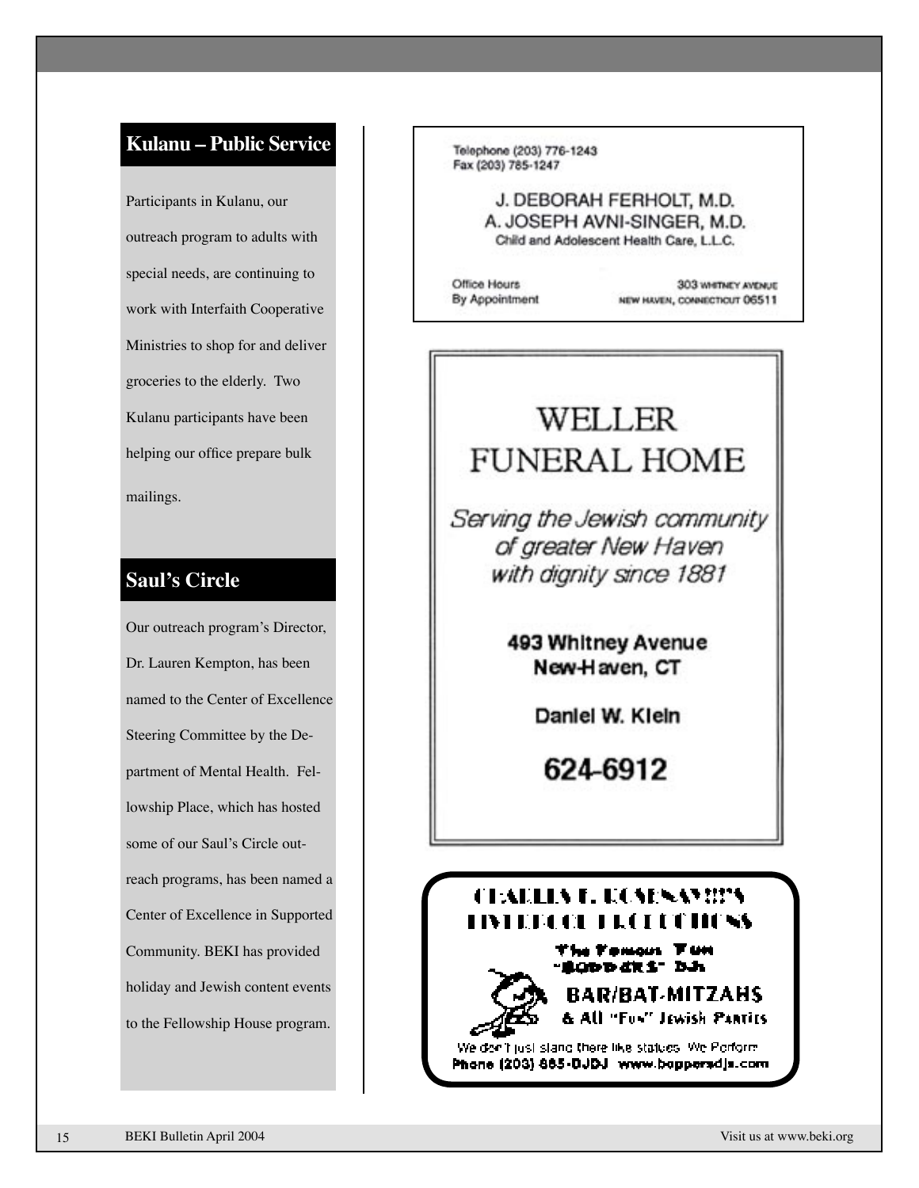## Kulanu – Public Service

Participants in Kulanu, our outreach program to adults with special needs, are continuing to work with Interfaith Cooperative Ministries to shop for and deliver groceries to the elderly. Two Kulanu participants have been helping our office prepare bulk mailings.

## Saul's Circle

Our outreach program's Director, Dr. Lauren Kempton, has been named to the Center of Excellence Steering Committee by the Department of Mental Health. Fellowship Place, which has hosted some of our Saul's Circle outreach programs, has been named a Center of Excellence in Supported Community. BEKI has provided holiday and Jewish content events to the Fellowship House program.

---

Telephone (203) 776-1243
Fax (203) 785-1247

J. DEBORAH FERHOLT, M.D.
A. JOSEPH AVNI-SINGER, M.D.
Child and Adolescent Health Care, L.L.C.

Office Hours
By Appointment

303 WHITNEY AVENUE
NEW HAVEN, CONNECTICUT 06511

---

WELLER
FUNERAL HOME

*Serving the Jewish community of greater New Haven with dignity since 1881*

**493 Whitney Avenue**
**New-Haven, CT**

**Daniel W. Klein**

**624-6912**

---

CHARLES E. KOSENSWEIG'S
LIVEROCK PRODUCTIONS

The Famous Fun
"BOPPERS" DJs

BAR/BAT-MITZAHS
& All "Fun" Jewish Parties

We don't just stand there like statues. We Perform
Phone (203) 865-DJDJ www.boppersdjs.com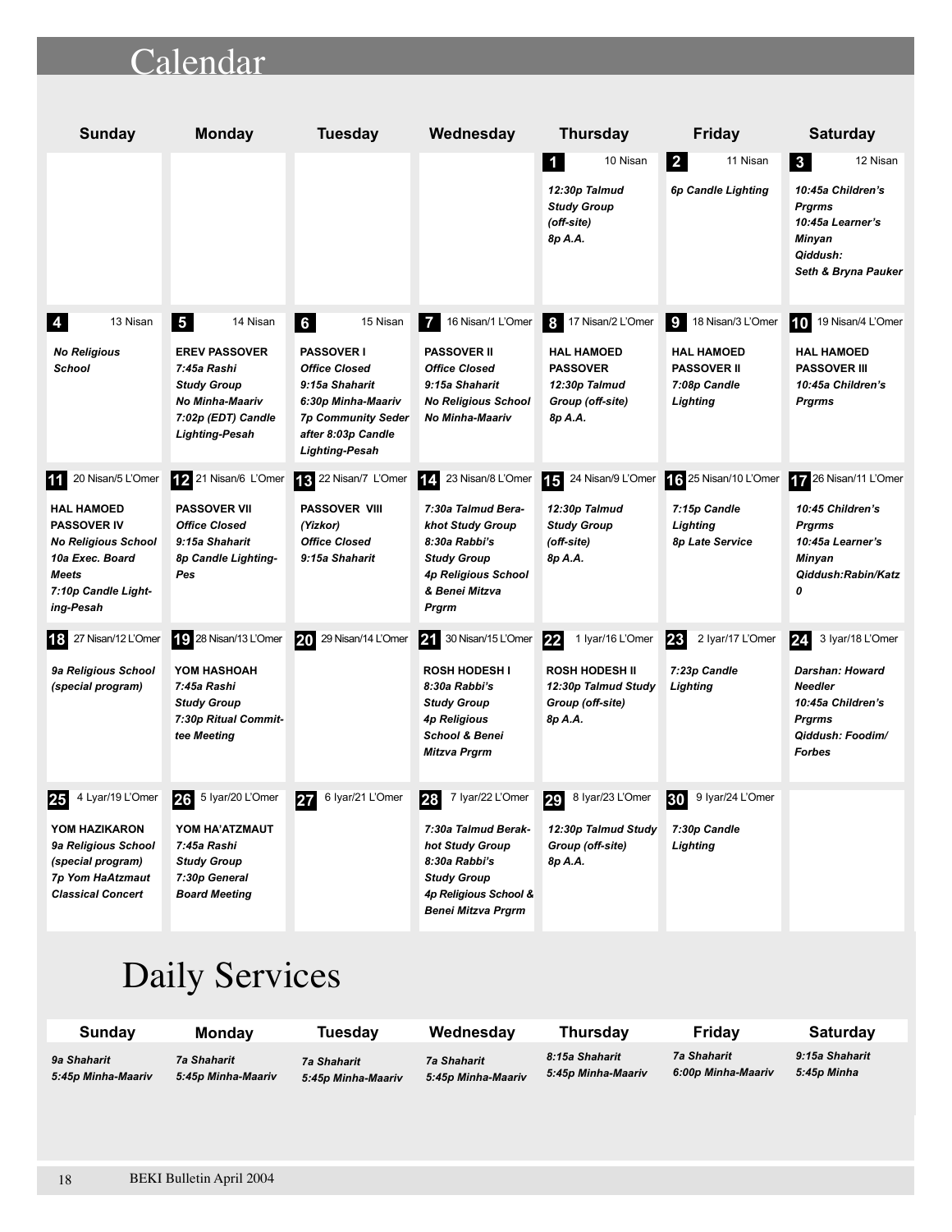# Calendar

| Sunday | Monday | Tuesday | Wednesday | Thursday | Friday | Saturday |
|---|---|---|---|---|---|---|
| | | | | **1** 10 Nisan<br>*12:30p Talmud Study Group (off-site)*<br>*8p A.A.* | **2** 11 Nisan<br>*6p Candle Lighting* | **3** 12 Nisan<br>*10:45a Children's Prgrms*<br>*10:45a Learner's Minyan*<br>*Qiddush: Seth & Bryna Pauker* |
| **4** 13 Nisan<br>*No Religious School* | **5** 14 Nisan<br>**EREV PASSOVER**<br>*7:45a Rashi Study Group*<br>*No Minha-Maariv*<br>*7:02p (EDT) Candle Lighting-Pesah* | **6** 15 Nisan<br>**PASSOVER I**<br>*Office Closed*<br>*9:15a Shaharit*<br>*6:30p Minha-Maariv*<br>*7p Community Seder after 8:03p Candle Lighting-Pesah* | **7** 16 Nisan/1 L'Omer<br>**PASSOVER II**<br>*Office Closed*<br>*9:15a Shaharit*<br>*No Religious School*<br>*No Minha-Maariv* | **8** 17 Nisan/2 L'Omer<br>**HAL HAMOED PASSOVER**<br>*12:30p Talmud Group (off-site)*<br>*8p A.A.* | **9** 18 Nisan/3 L'Omer<br>**HAL HAMOED PASSOVER II**<br>*7:08p Candle Lighting* | **10** 19 Nisan/4 L'Omer<br>**HAL HAMOED PASSOVER III**<br>*10:45a Children's Prgrms* |
| **11** 20 Nisan/5 L'Omer<br>**HAL HAMOED PASSOVER IV**<br>*No Religious School*<br>*10a Exec. Board Meets*<br>*7:10p Candle Lighting-Pesah* | **12** 21 Nisan/6 L'Omer<br>**PASSOVER VII**<br>*Office Closed*<br>*9:15a Shaharit*<br>*8p Candle Lighting-Pes* | **13** 22 Nisan/7 L'Omer<br>**PASSOVER VIII**<br>*(Yizkor)*<br>*Office Closed*<br>*9:15a Shaharit* | **14** 23 Nisan/8 L'Omer<br>*7:30a Talmud Berakhot Study Group*<br>*8:30a Rabbi's Study Group*<br>*4p Religious School & Benei Mitzva Prgrm* | **15** 24 Nisan/9 L'Omer<br>*12:30p Talmud Study Group (off-site)*<br>*8p A.A.* | **16** 25 Nisan/10 L'Omer<br>*7:15p Candle Lighting*<br>*8p Late Service* | **17** 26 Nisan/11 L'Omer<br>*10:45 Children's Prgrms*<br>*10:45a Learner's Minyan*<br>*Qiddush:Rabin/Katz 0* |
| **18** 27 Nisan/12 L'Omer<br>*9a Religious School (special program)* | **19** 28 Nisan/13 L'Omer<br>**YOM HASHOAH**<br>*7:45a Rashi Study Group*<br>*7:30p Ritual Committee Meeting* | **20** 29 Nisan/14 L'Omer | **21** 30 Nisan/15 L'Omer<br>**ROSH HODESH I**<br>*8:30a Rabbi's Study Group*<br>*4p Religious School & Benei Mitzva Prgrm* | **22** 1 Iyar/16 L'Omer<br>**ROSH HODESH II**<br>*12:30p Talmud Study Group (off-site)*<br>*8p A.A.* | **23** 2 Iyar/17 L'Omer<br>*7:23p Candle Lighting* | **24** 3 Iyar/18 L'Omer<br>*Darshan: Howard Needler*<br>*10:45a Children's Prgrms*<br>*Qiddush: Foodim/ Forbes* |
| **25** 4 Lyar/19 L'Omer<br>**YOM HAZIKARON**<br>*9a Religious School (special program)*<br>*7p Yom HaAtzmaut Classical Concert* | **26** 5 Iyar/20 L'Omer<br>**YOM HA'ATZMAUT**<br>*7:45a Rashi Study Group*<br>*7:30p General Board Meeting* | **27** 6 Iyar/21 L'Omer | **28** 7 Iyar/22 L'Omer<br>*7:30a Talmud Berakhot Study Group*<br>*8:30a Rabbi's Study Group*<br>*4p Religious School & Benei Mitzva Prgrm* | **29** 8 Iyar/23 L'Omer<br>*12:30p Talmud Study Group (off-site)*<br>*8p A.A.* | **30** 9 Iyar/24 L'Omer<br>*7:30p Candle Lighting* | |

# Daily Services

| Sunday | Monday | Tuesday | Wednesday | Thursday | Friday | Saturday |
|---|---|---|---|---|---|---|
| *9a Shaharit*<br>*5:45p Minha-Maariv* | *7a Shaharit*<br>*5:45p Minha-Maariv* | *7a Shaharit*<br>*5:45p Minha-Maariv* | *7a Shaharit*<br>*5:45p Minha-Maariv* | *8:15a Shaharit*<br>*5:45p Minha-Maariv* | *7a Shaharit*<br>*6:00p Minha-Maariv* | *9:15a Shaharit*<br>*5:45p Minha* |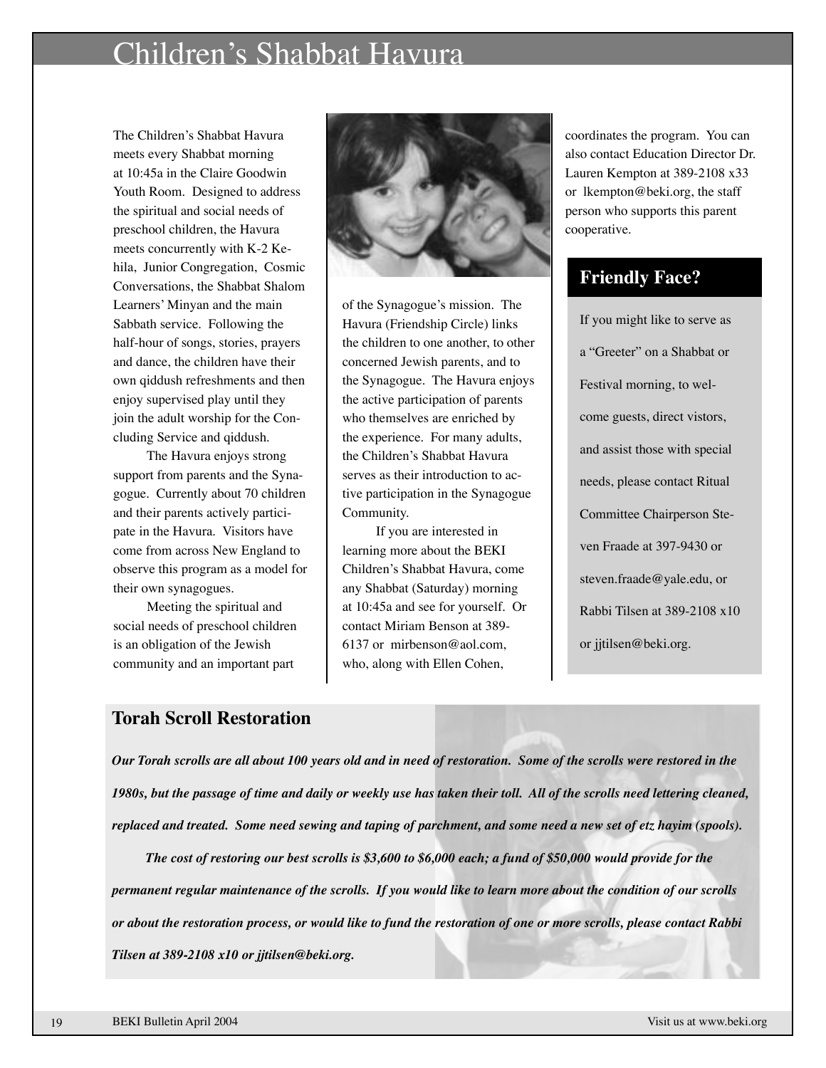# Children's Shabbat Havura

The Children's Shabbat Havura meets every Shabbat morning at 10:45a in the Claire Goodwin Youth Room. Designed to address the spiritual and social needs of preschool children, the Havura meets concurrently with K-2 Kehila, Junior Congregation, Cosmic Conversations, the Shabbat Shalom Learners' Minyan and the main Sabbath service. Following the half-hour of songs, stories, prayers and dance, the children have their own qiddush refreshments and then enjoy supervised play until they join the adult worship for the Concluding Service and qiddush.

The Havura enjoys strong support from parents and the Synagogue. Currently about 70 children and their parents actively participate in the Havura. Visitors have come from across New England to observe this program as a model for their own synagogues.

Meeting the spiritual and social needs of preschool children is an obligation of the Jewish community and an important part of the Synagogue's mission. The Havura (Friendship Circle) links the children to one another, to other concerned Jewish parents, and to the Synagogue. The Havura enjoys the active participation of parents who themselves are enriched by the experience. For many adults, the Children's Shabbat Havura serves as their introduction to active participation in the Synagogue Community.

If you are interested in learning more about the BEKI Children's Shabbat Havura, come any Shabbat (Saturday) morning at 10:45a and see for yourself. Or contact Miriam Benson at 389-6137 or mirbenson@aol.com, who, along with Ellen Cohen, coordinates the program. You can also contact Education Director Dr. Lauren Kempton at 389-2108 x33 or lkempton@beki.org, the staff person who supports this parent cooperative.

## Friendly Face?

If you might like to serve as a "Greeter" on a Shabbat or Festival morning, to welcome guests, direct vistors, and assist those with special needs, please contact Ritual Committee Chairperson Steven Fraade at 397-9430 or steven.fraade@yale.edu, or Rabbi Tilsen at 389-2108 x10 or jjtilsen@beki.org.

## Torah Scroll Restoration

***Our Torah scrolls are all about 100 years old and in need of restoration. Some of the scrolls were restored in the 1980s, but the passage of time and daily or weekly use has taken their toll. All of the scrolls need lettering cleaned, replaced and treated. Some need sewing and taping of parchment, and some need a new set of etz hayim (spools).***

***The cost of restoring our best scrolls is $3,600 to $6,000 each; a fund of $50,000 would provide for the permanent regular maintenance of the scrolls. If you would like to learn more about the condition of our scrolls or about the restoration process, or would like to fund the restoration of one or more scrolls, please contact Rabbi Tilsen at 389-2108 x10 or jjtilsen@beki.org.***